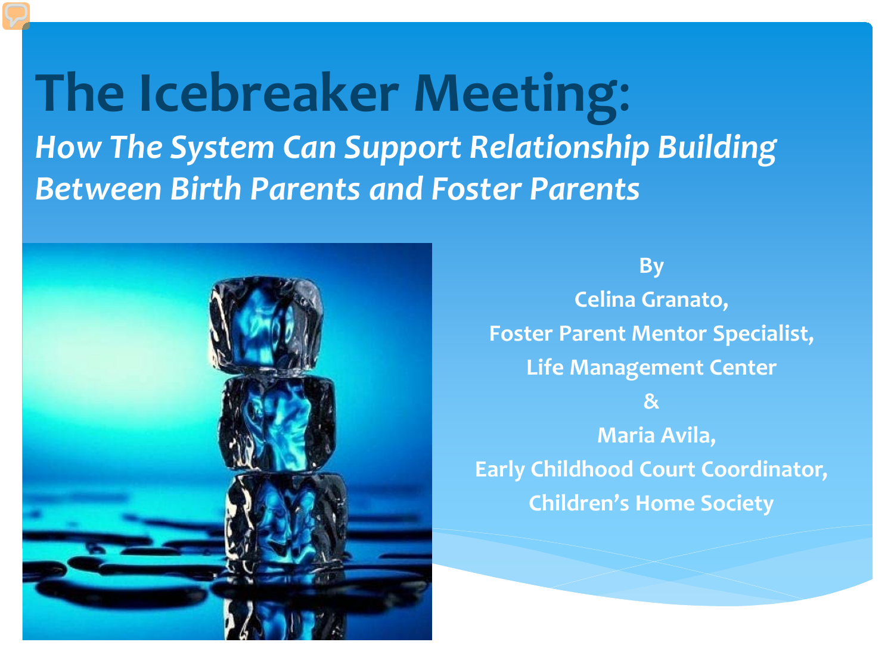# The Icebreaker Meeting:

## *How The System Can Support Relationship Building Between Birth Parents and Foster Parents*

**By**

**Celina Granato,**

**Foster Parent Mentor Specialist,**

**Life Management Center**

**&**

**Maria Avila,**

**Early Childhood Court Coordinator,**

**Children's Home Society**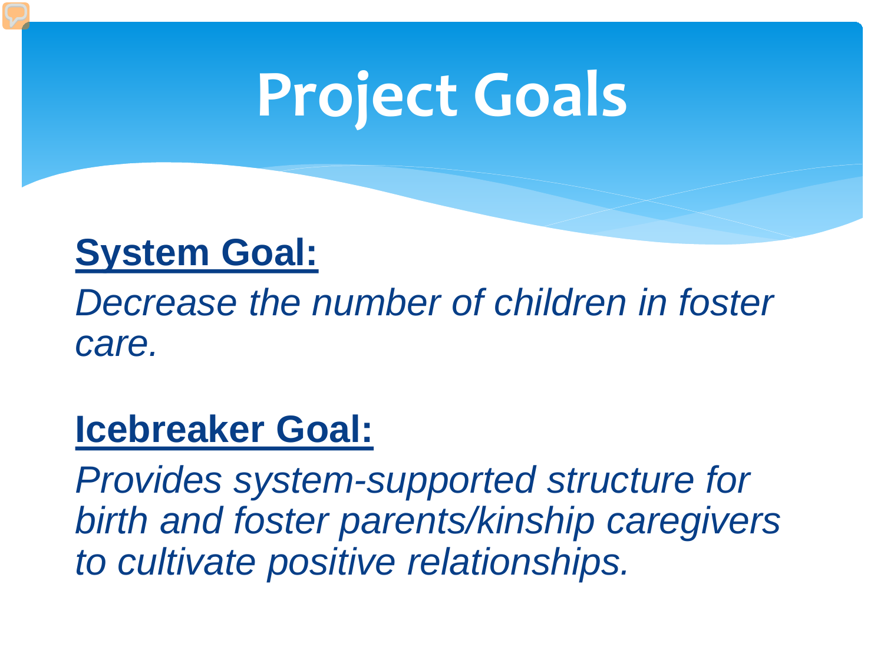# Project Goals

**System Goal:**

*Decrease the number of children in foster care.*

**Icebreaker Goal:**

*Provides system-supported structure for birth and foster parents/kinship caregivers to cultivate positive relationships.*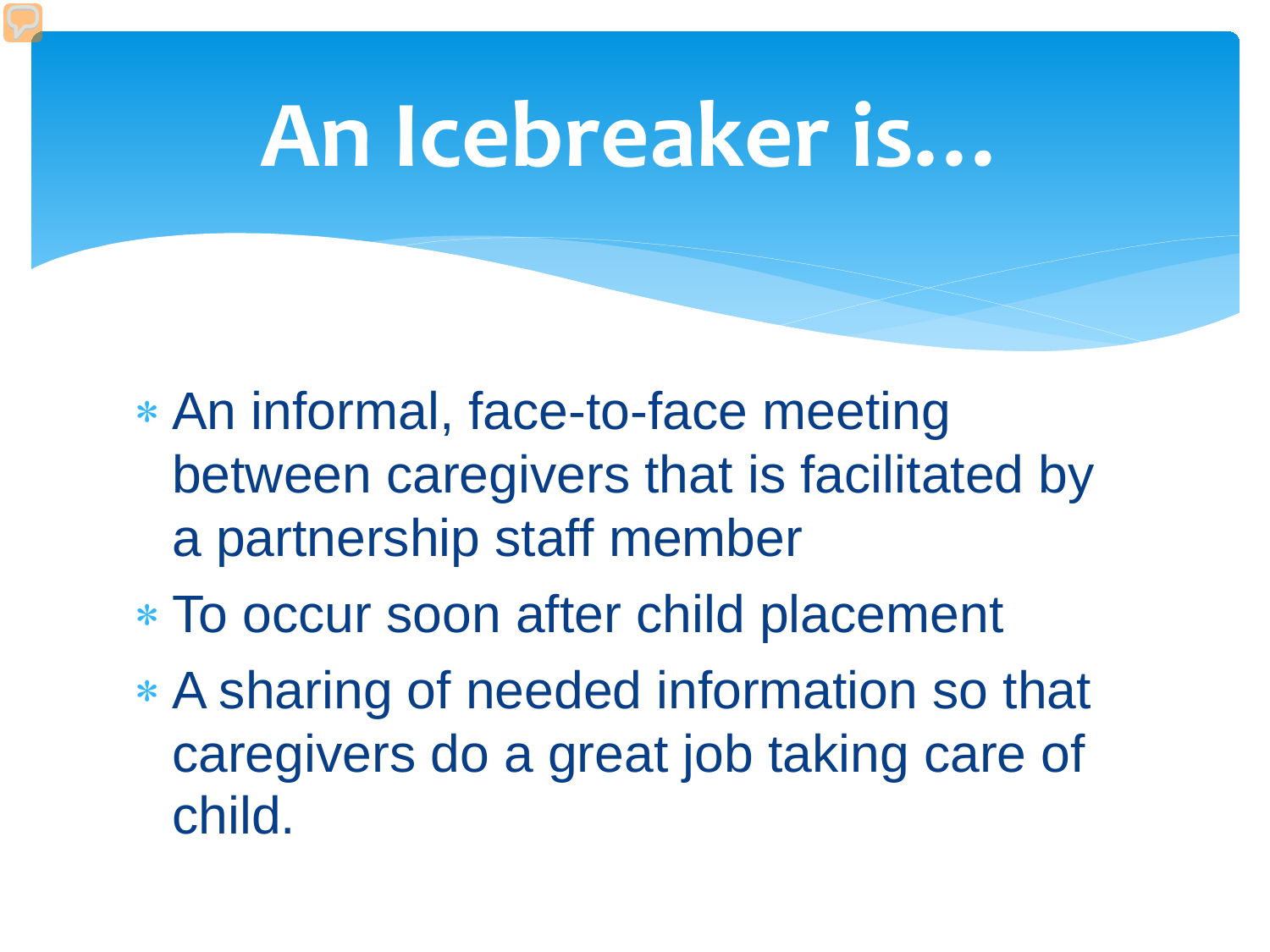# An Icebreaker is…

- An informal, face-to-face meeting between caregivers that is facilitated by a partnership staff member
- To occur soon after child placement
- A sharing of needed information so that caregivers do a great job taking care of child.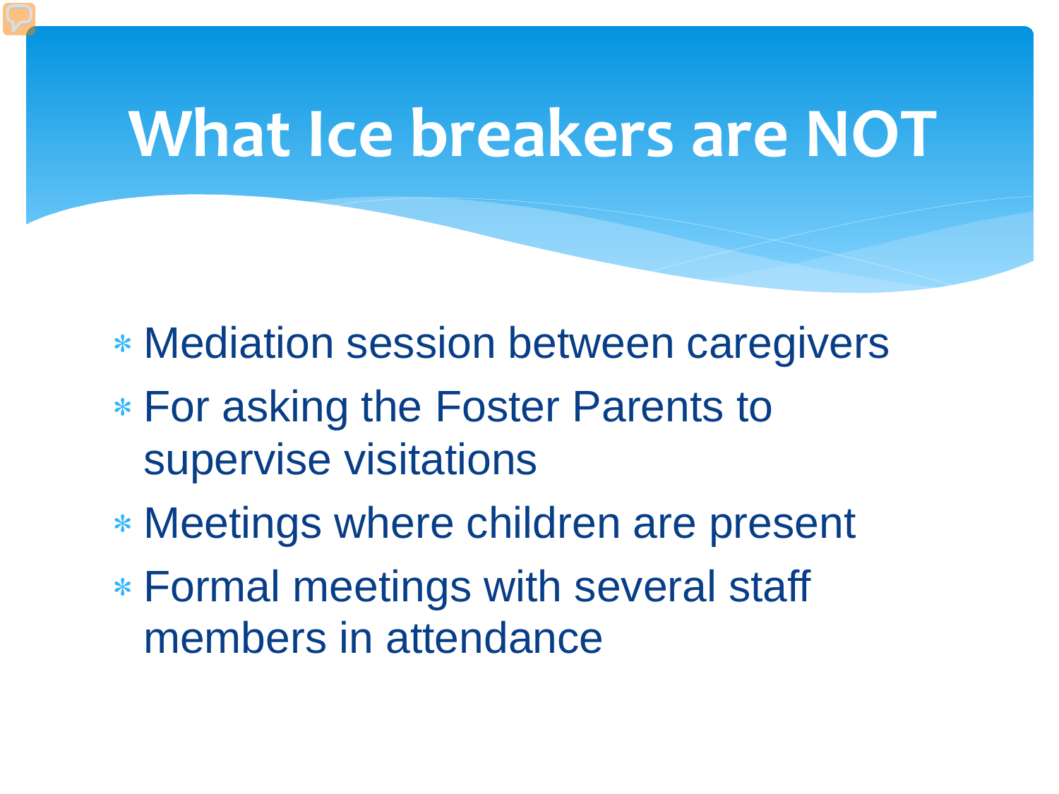# What Ice breakers are NOT

- Mediation session between caregivers
- For asking the Foster Parents to supervise visitations
- Meetings where children are present
- Formal meetings with several staff members in attendance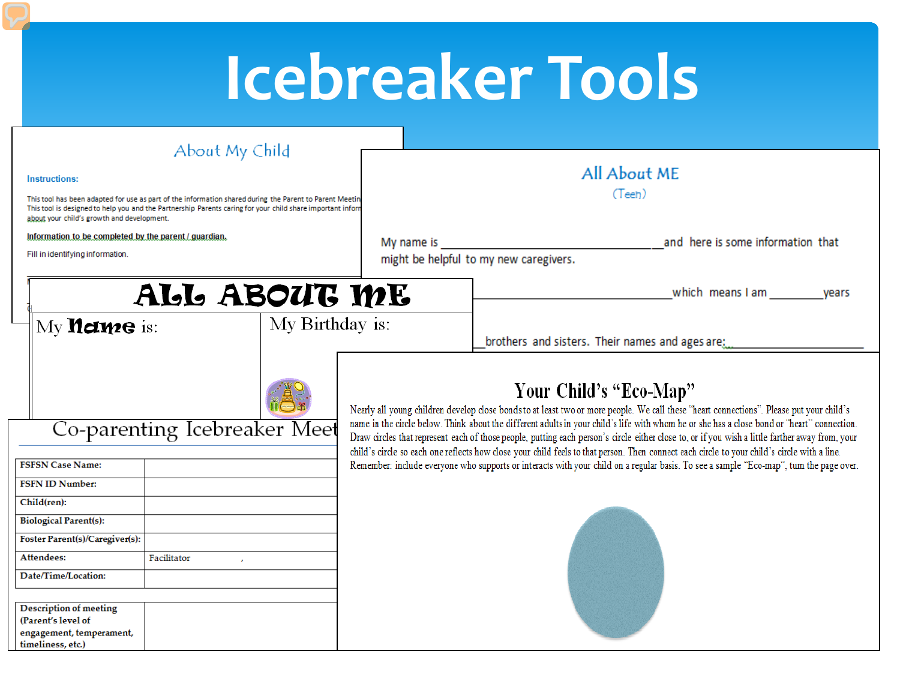# Icebreaker Tools

## About My Child

**Instructions:**

This tool has been adapted for use as part of the information shared during the Parent to Parent Meetin
This tool is designed to help you and the Partnership Parents caring for your child share important inforr
about your child's growth and development.

**Information to be completed by the parent / guardian.**

Fill in identifying information.

## All About ME

(Teen)

My name is ______________________________and here is some information that might be helpful to my new caregivers.

______________________________which means I am ________years

_brothers and sisters. Their names and ages are:______________________

## ALL ABOUT ME

| My Name is: | My Birthday is: |
| --- | --- |

## Co-parenting Icebreaker Meet

| | |
| --- | --- |
| **FSFSN Case Name:** | |
| **FSFN ID Number:** | |
| **Child(ren):** | |
| **Biological Parent(s):** | |
| **Foster Parent(s)/Caregiver(s):** | |
| **Attendees:** | Facilitator , |
| **Date/Time/Location:** | |
| **Description of meeting (Parent's level of engagement, temperament, timeliness, etc.)** | |

## Your Child's "Eco-Map"

Nearly all young children develop close bonds to at least two or more people. We call these "heart connections". Please put your child's name in the circle below. Think about the different adults in your child's life with whom he or she has a close bond or "heart" connection. Draw circles that represent each of those people, putting each person's circle either close to, or if you wish a little farther away from, your child's circle so each one reflects how close your child feels to that person. Then connect each circle to your child's circle with a line. Remember: include everyone who supports or interacts with your child on a regular basis. To see a sample "Eco-map", turn the page over.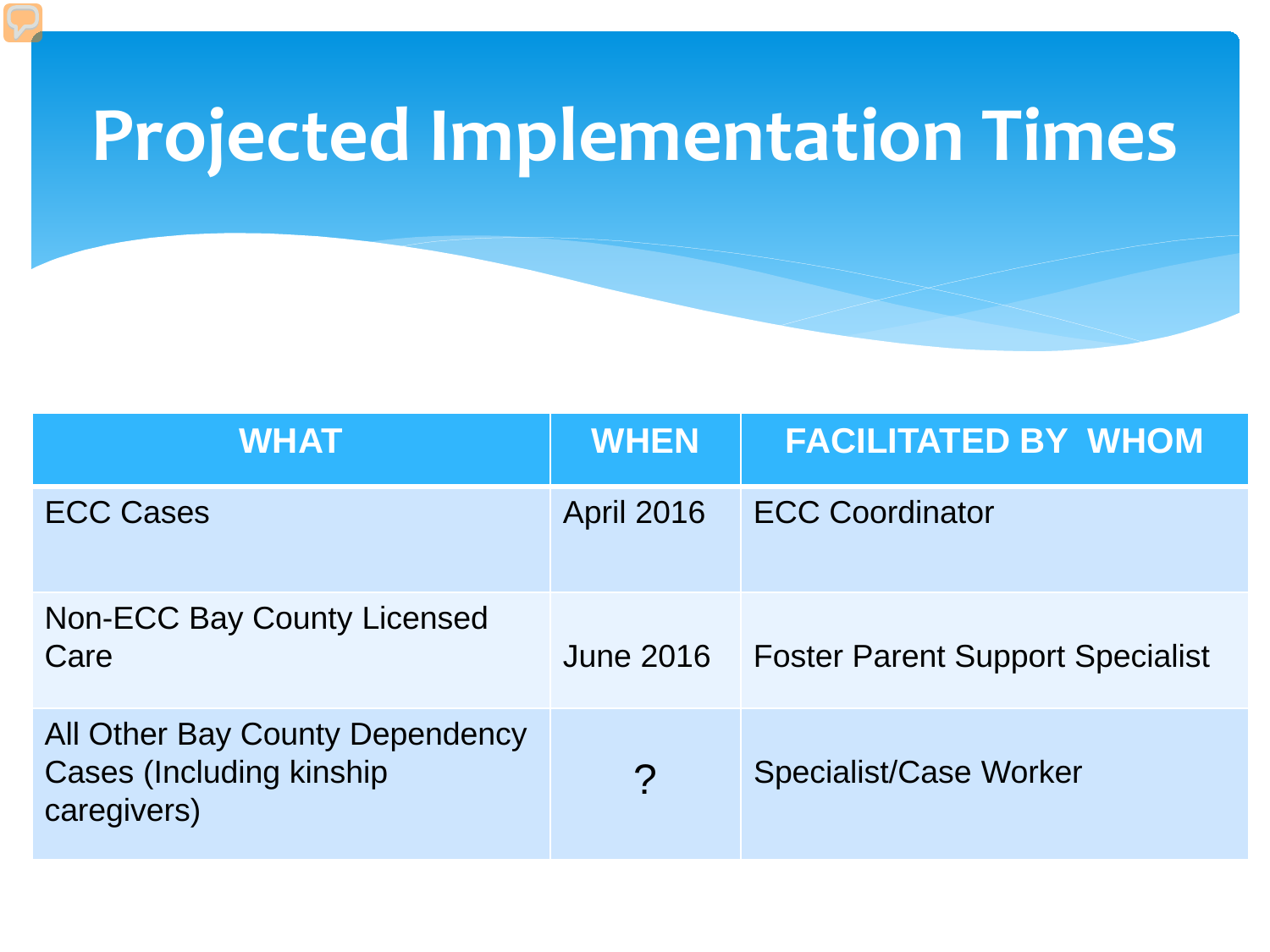# Projected Implementation Times

| WHAT | WHEN | FACILITATED BY WHOM |
| --- | --- | --- |
| ECC Cases | April 2016 | ECC Coordinator |
| Non-ECC Bay County Licensed Care | June 2016 | Foster Parent Support Specialist |
| All Other Bay County Dependency Cases (Including kinship caregivers) | ? | Specialist/Case Worker |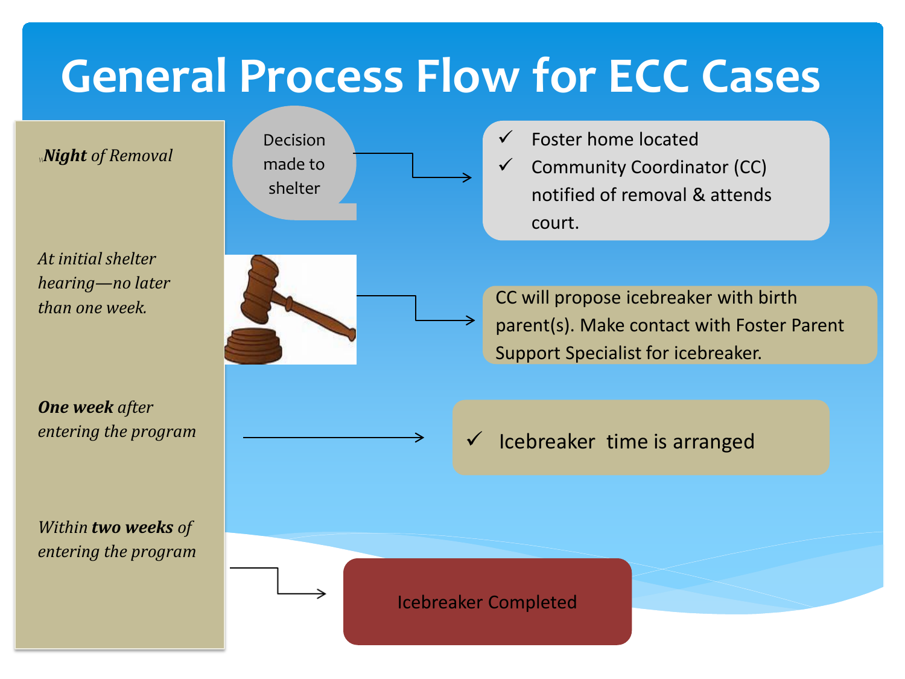# General Process Flow for ECC Cases

| Timing | Step |
| --- | --- |
| ***Night** of Removal* | Decision made to shelter → ✓ Foster home located ✓ Community Coordinator (CC) notified of removal & attends court. |
| *At initial shelter hearing—no later than one week.* | CC will propose icebreaker with birth parent(s). Make contact with Foster Parent Support Specialist for icebreaker. |
| ***One week** after entering the program* | ✓ Icebreaker time is arranged |
| *Within **two weeks** of entering the program* | Icebreaker Completed |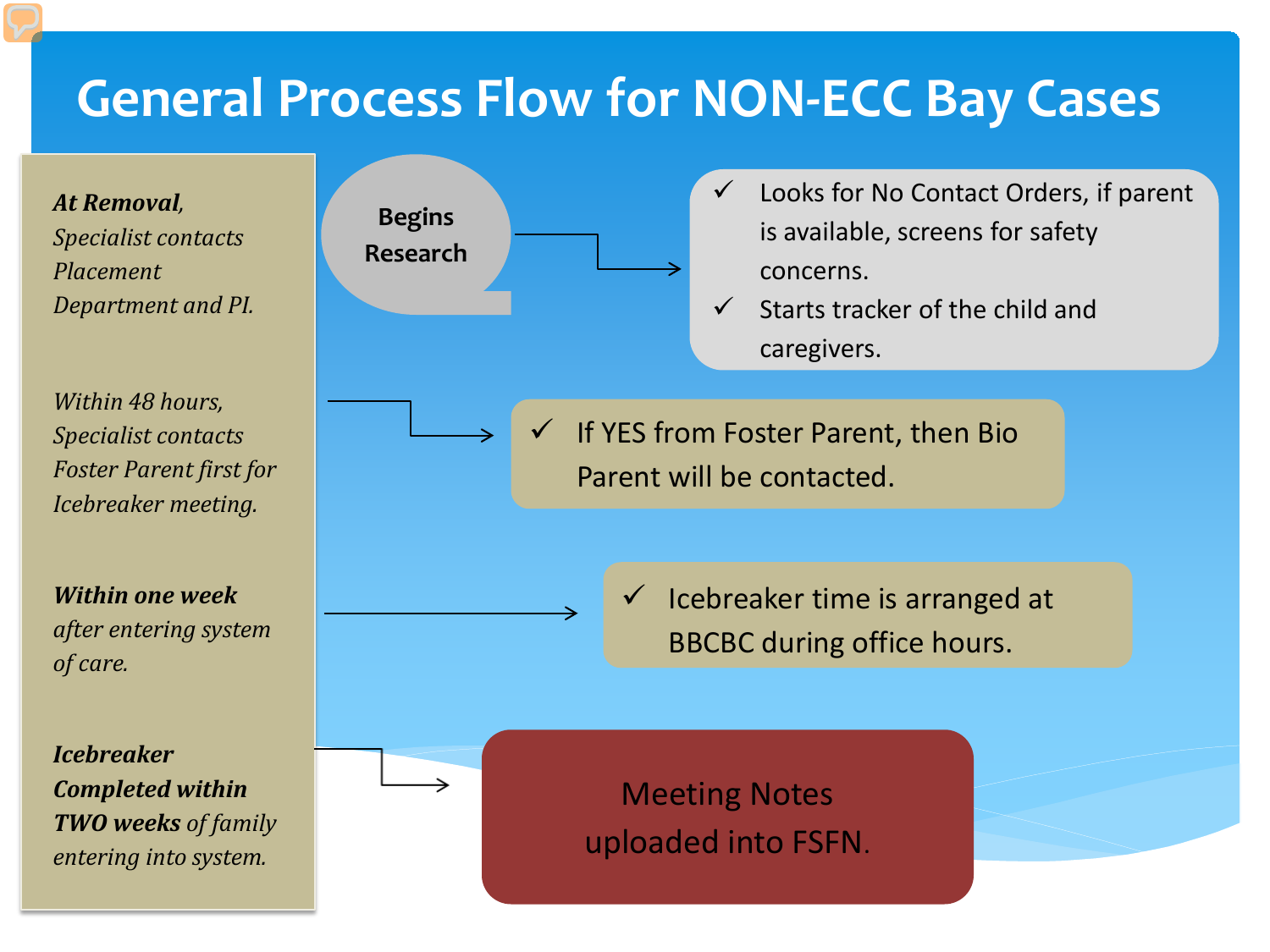# General Process Flow for NON-ECC Bay Cases

***At Removal,*** *Specialist contacts Placement Department and PI.*

**Begins Research**

- ✓ Looks for No Contact Orders, if parent is available, screens for safety concerns.
- ✓ Starts tracker of the child and caregivers.

*Within 48 hours, Specialist contacts Foster Parent first for Icebreaker meeting.*

- ✓ If YES from Foster Parent, then Bio Parent will be contacted.

***Within one week*** *after entering system of care.*

- ✓ Icebreaker time is arranged at BBCBC during office hours.

***Icebreaker Completed within TWO weeks*** *of family entering into system.*

Meeting Notes uploaded into FSFN.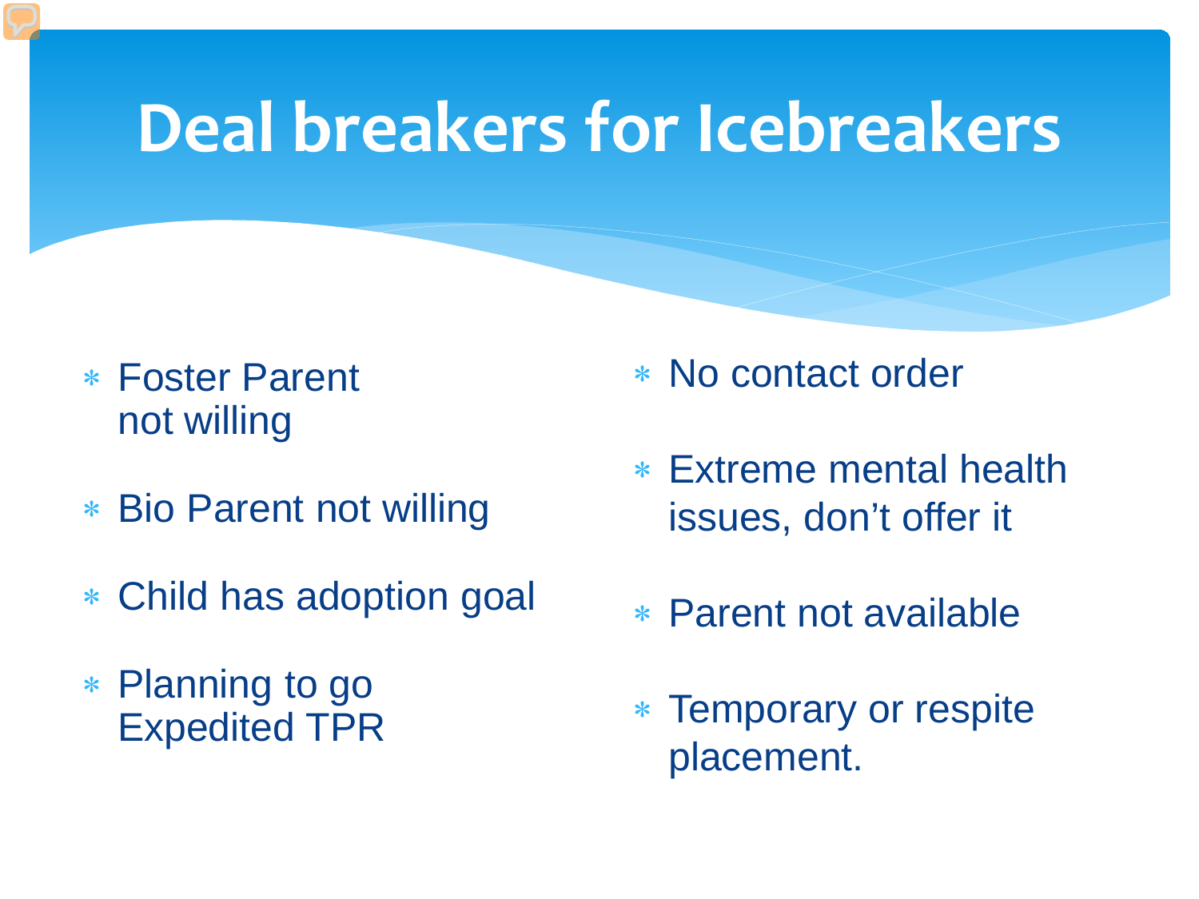# Deal breakers for Icebreakers

- Foster Parent not willing
- Bio Parent not willing
- Child has adoption goal
- Planning to go Expedited TPR
- No contact order
- Extreme mental health issues, don't offer it
- Parent not available
- Temporary or respite placement.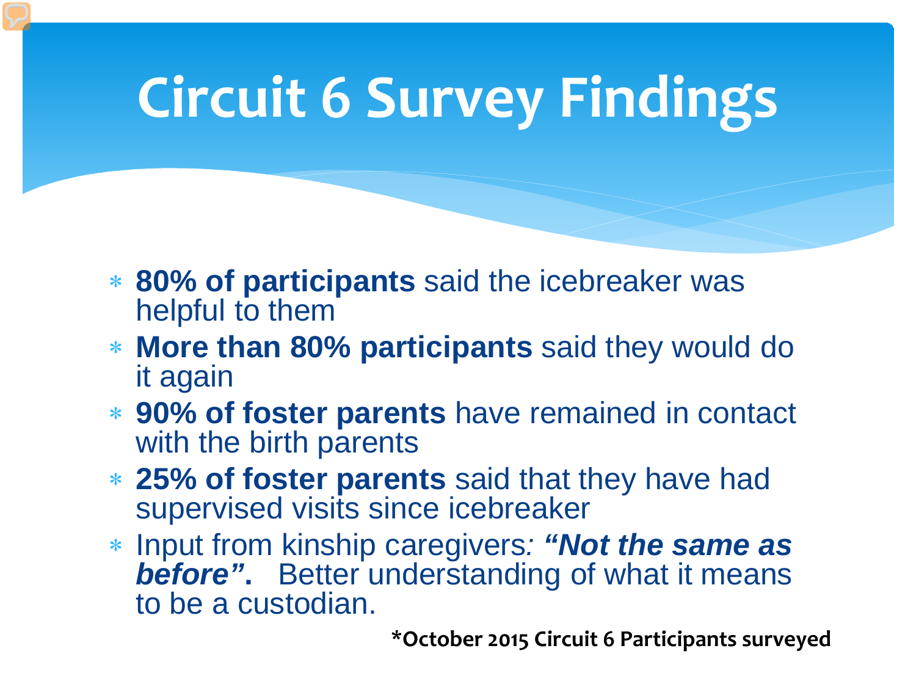# Circuit 6 Survey Findings

- **80% of participants** said the icebreaker was helpful to them
- **More than 80% participants** said they would do it again
- **90% of foster parents** have remained in contact with the birth parents
- **25% of foster parents** said that they have had supervised visits since icebreaker
- Input from kinship caregivers*: **"Not the same as before"***. Better understanding of what it means to be a custodian.

**\*October 2015 Circuit 6 Participants surveyed**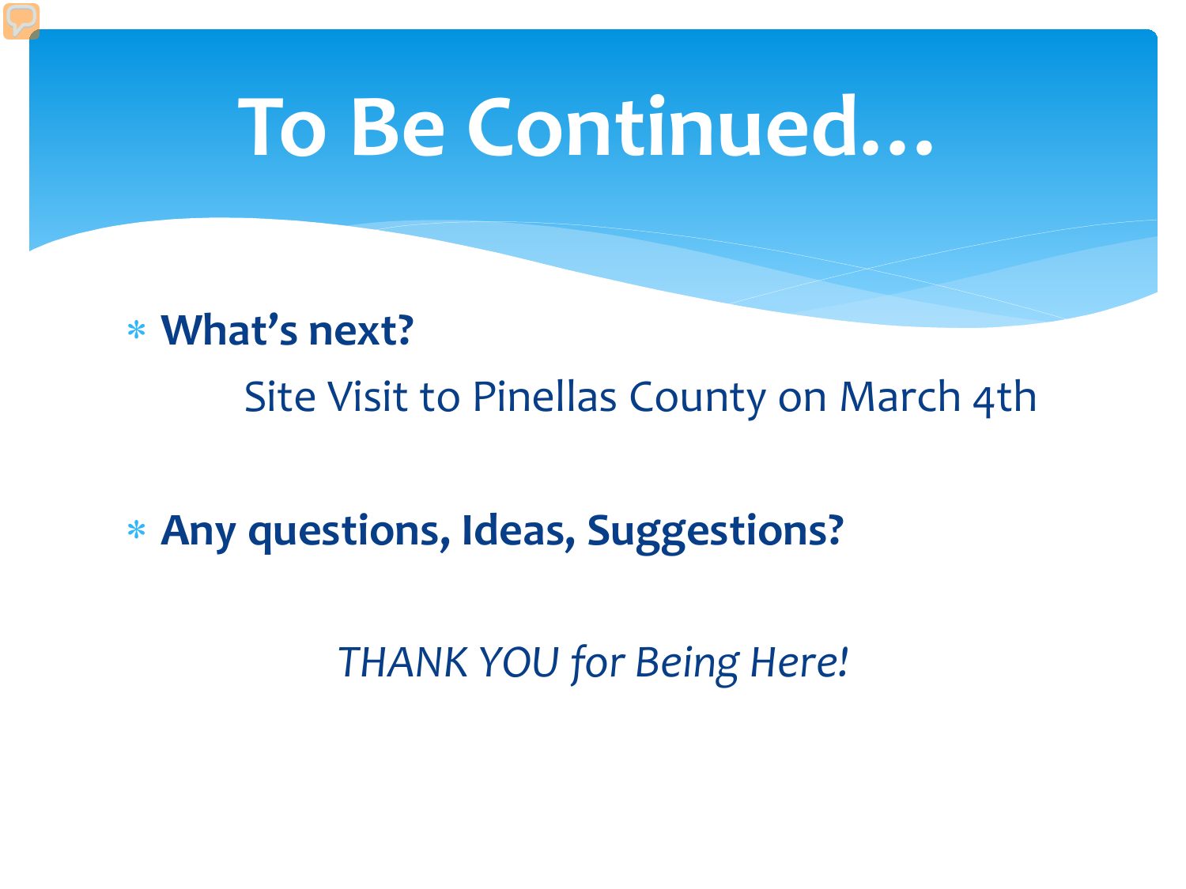# To Be Continued…

- **What's next?**

  Site Visit to Pinellas County on March 4th

- **Any questions, Ideas, Suggestions?**

*THANK YOU for Being Here!*